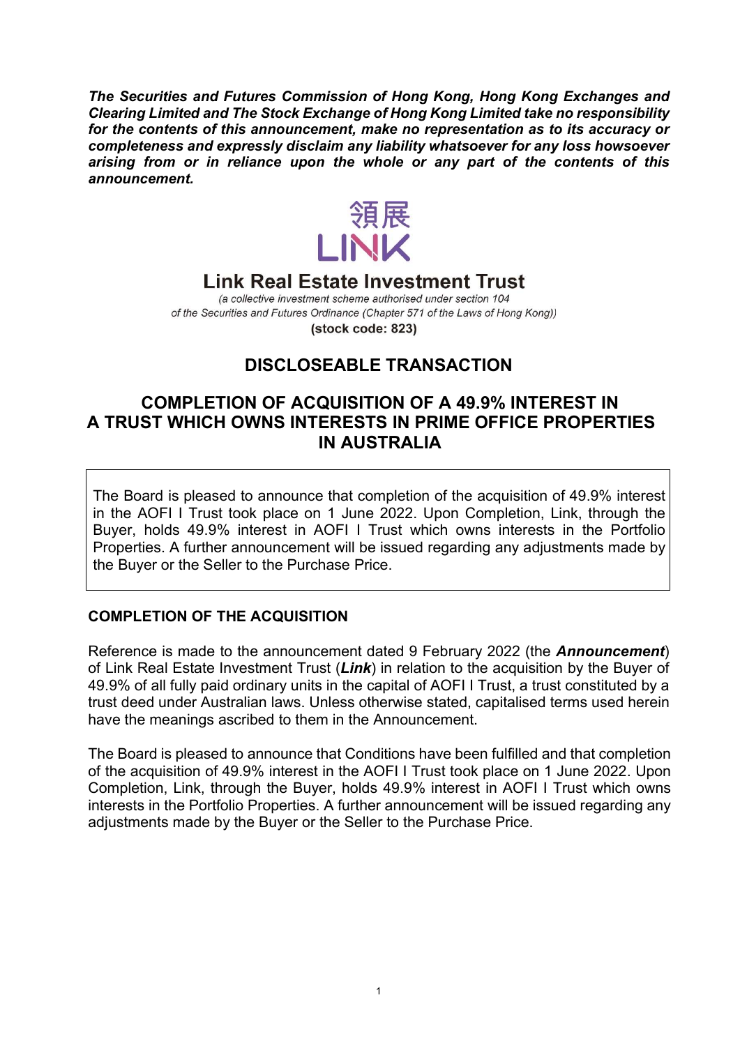***The Securities and Futures Commission of Hong Kong, Hong Kong Exchanges and Clearing Limited and The Stock Exchange of Hong Kong Limited take no responsibility for the contents of this announcement, make no representation as to its accuracy or completeness and expressly disclaim any liability whatsoever for any loss howsoever arising from or in reliance upon the whole or any part of the contents of this announcement.***

領展
LINK

**Link Real Estate Investment Trust**

*(a collective investment scheme authorised under section 104 of the Securities and Futures Ordinance (Chapter 571 of the Laws of Hong Kong))*

**(stock code: 823)**

# DISCLOSEABLE TRANSACTION

# COMPLETION OF ACQUISITION OF A 49.9% INTEREST IN A TRUST WHICH OWNS INTERESTS IN PRIME OFFICE PROPERTIES IN AUSTRALIA

The Board is pleased to announce that completion of the acquisition of 49.9% interest in the AOFI I Trust took place on 1 June 2022. Upon Completion, Link, through the Buyer, holds 49.9% interest in AOFI I Trust which owns interests in the Portfolio Properties. A further announcement will be issued regarding any adjustments made by the Buyer or the Seller to the Purchase Price.

## COMPLETION OF THE ACQUISITION

Reference is made to the announcement dated 9 February 2022 (the ***Announcement***) of Link Real Estate Investment Trust (***Link***) in relation to the acquisition by the Buyer of 49.9% of all fully paid ordinary units in the capital of AOFI I Trust, a trust constituted by a trust deed under Australian laws. Unless otherwise stated, capitalised terms used herein have the meanings ascribed to them in the Announcement.

The Board is pleased to announce that Conditions have been fulfilled and that completion of the acquisition of 49.9% interest in the AOFI I Trust took place on 1 June 2022. Upon Completion, Link, through the Buyer, holds 49.9% interest in AOFI I Trust which owns interests in the Portfolio Properties. A further announcement will be issued regarding any adjustments made by the Buyer or the Seller to the Purchase Price.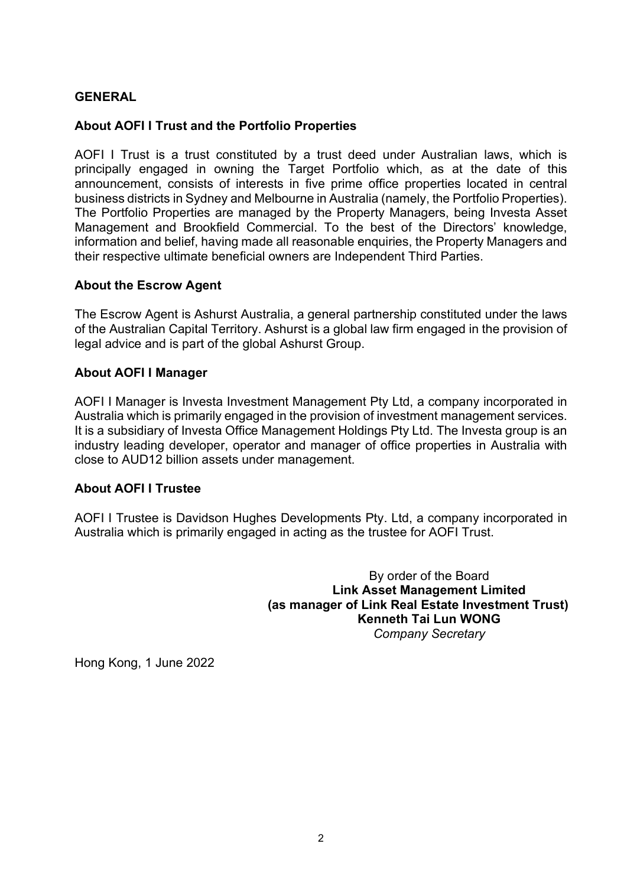## GENERAL

### About AOFI I Trust and the Portfolio Properties

AOFI I Trust is a trust constituted by a trust deed under Australian laws, which is principally engaged in owning the Target Portfolio which, as at the date of this announcement, consists of interests in five prime office properties located in central business districts in Sydney and Melbourne in Australia (namely, the Portfolio Properties). The Portfolio Properties are managed by the Property Managers, being Investa Asset Management and Brookfield Commercial. To the best of the Directors' knowledge, information and belief, having made all reasonable enquiries, the Property Managers and their respective ultimate beneficial owners are Independent Third Parties.

### About the Escrow Agent

The Escrow Agent is Ashurst Australia, a general partnership constituted under the laws of the Australian Capital Territory. Ashurst is a global law firm engaged in the provision of legal advice and is part of the global Ashurst Group.

### About AOFI I Manager

AOFI I Manager is Investa Investment Management Pty Ltd, a company incorporated in Australia which is primarily engaged in the provision of investment management services. It is a subsidiary of Investa Office Management Holdings Pty Ltd. The Investa group is an industry leading developer, operator and manager of office properties in Australia with close to AUD12 billion assets under management.

### About AOFI I Trustee

AOFI I Trustee is Davidson Hughes Developments Pty. Ltd, a company incorporated in Australia which is primarily engaged in acting as the trustee for AOFI Trust.

By order of the Board
**Link Asset Management Limited**
**(as manager of Link Real Estate Investment Trust)**
**Kenneth Tai Lun WONG**
*Company Secretary*

Hong Kong, 1 June 2022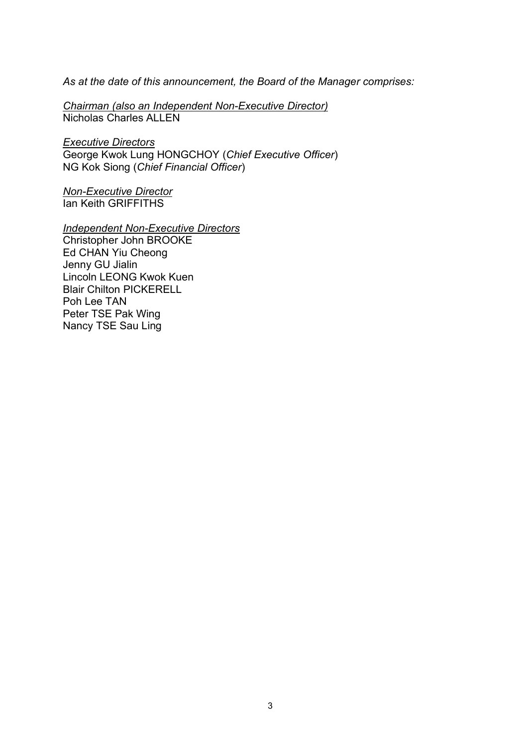*As at the date of this announcement, the Board of the Manager comprises:*

*Chairman (also an Independent Non-Executive Director)*
Nicholas Charles ALLEN

*Executive Directors*
George Kwok Lung HONGCHOY (*Chief Executive Officer*)
NG Kok Siong (*Chief Financial Officer*)

*Non-Executive Director*
Ian Keith GRIFFITHS

*Independent Non-Executive Directors*
Christopher John BROOKE
Ed CHAN Yiu Cheong
Jenny GU Jialin
Lincoln LEONG Kwok Kuen
Blair Chilton PICKERELL
Poh Lee TAN
Peter TSE Pak Wing
Nancy TSE Sau Ling